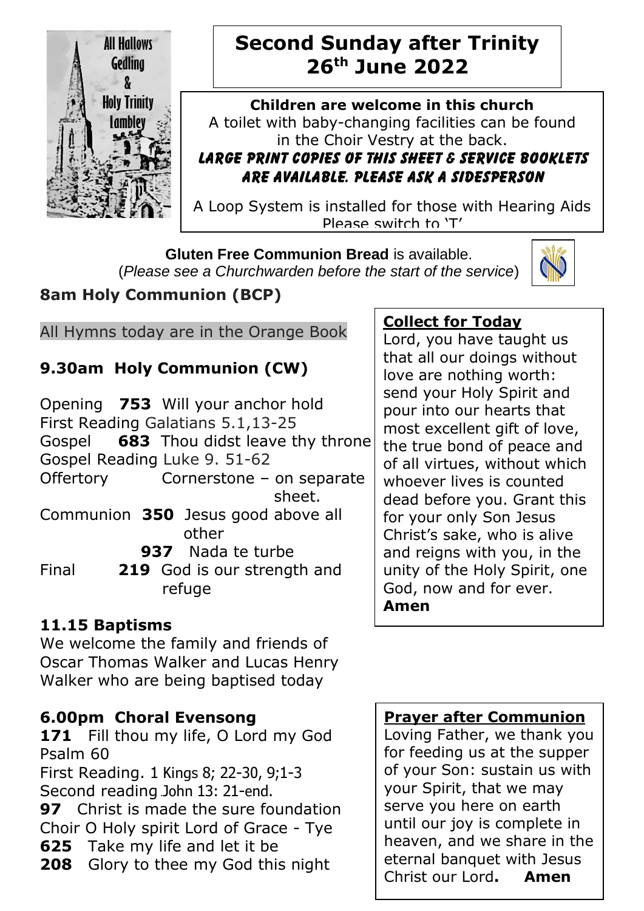All Hallows Gedling & Holy Trinity Lambley

# Second Sunday after Trinity 26th June 2022

**Children are welcome in this church**
A toilet with baby-changing facilities can be found in the Choir Vestry at the back.
**LARGE PRINT COPIES OF THIS SHEET & SERVICE BOOKLETS ARE AVAILABLE. PLEASE ASK A SIDESPERSON**

A Loop System is installed for those with Hearing Aids Please switch to 'T'

**Gluten Free Communion Bread** is available.
(*Please see a Churchwarden before the start of the service*)

## 8am Holy Communion (BCP)

All Hymns today are in the Orange Book

## 9.30am Holy Communion (CW)

Opening **753** Will your anchor hold
First Reading Galatians 5.1,13-25
Gospel **683** Thou didst leave thy throne
Gospel Reading Luke 9. 51-62
Offertory Cornerstone – on separate sheet.
Communion **350** Jesus good above all other
**937** Nada te turbe
Final **219** God is our strength and refuge

## 11.15 Baptisms

We welcome the family and friends of Oscar Thomas Walker and Lucas Henry Walker who are being baptised today

## 6.00pm Choral Evensong

**171** Fill thou my life, O Lord my God
Psalm 60
First Reading. 1 Kings 8; 22-30, 9;1-3
Second reading John 13: 21-end.
**97** Christ is made the sure foundation
Choir O Holy spirit Lord of Grace - Tye
**625** Take my life and let it be
**208** Glory to thee my God this night

**Collect for Today**

Lord, you have taught us that all our doings without love are nothing worth: send your Holy Spirit and pour into our hearts that most excellent gift of love, the true bond of peace and of all virtues, without which whoever lives is counted dead before you. Grant this for your only Son Jesus Christ's sake, who is alive and reigns with you, in the unity of the Holy Spirit, one God, now and for ever. **Amen**

**Prayer after Communion**

Loving Father, we thank you for feeding us at the supper of your Son: sustain us with your Spirit, that we may serve you here on earth until our joy is complete in heaven, and we share in the eternal banquet with Jesus Christ our Lord**.** **Amen**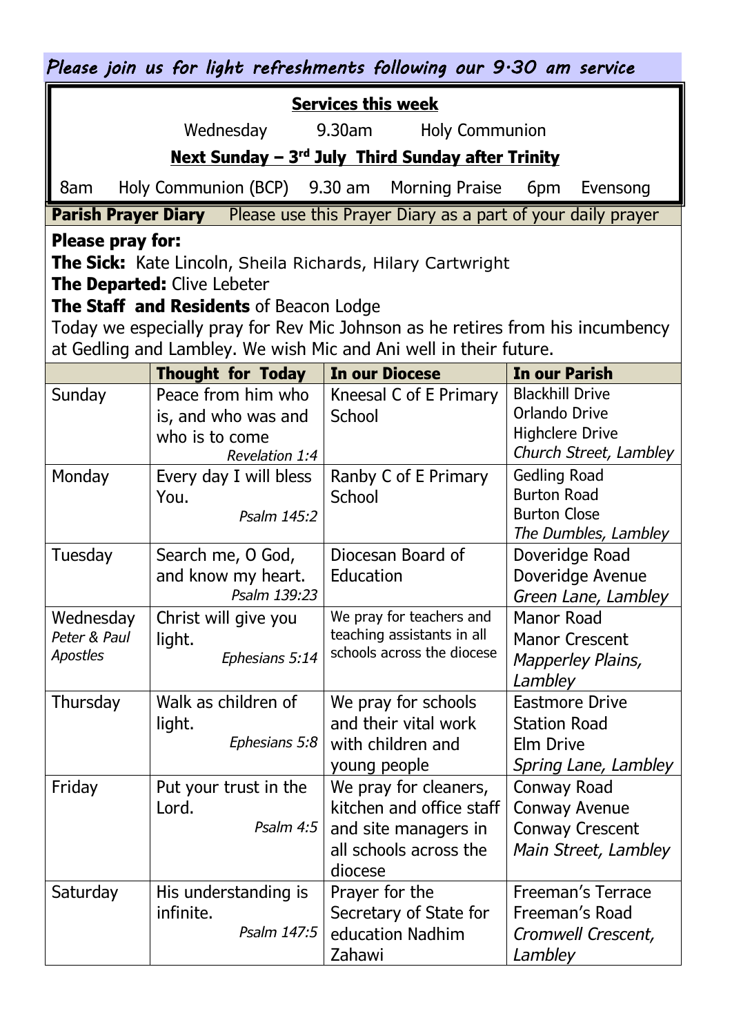*Please join us for light refreshments following our 9.30 am service*

**Services this week**

Wednesday 9.30am Holy Communion

**Next Sunday – 3rd July Third Sunday after Trinity**

8am Holy Communion (BCP) 9.30 am Morning Praise 6pm Evensong

**Parish Prayer Diary** Please use this Prayer Diary as a part of your daily prayer

**Please pray for:**

**The Sick:** Kate Lincoln, Sheila Richards, Hilary Cartwright

**The Departed:** Clive Lebeter

**The Staff and Residents** of Beacon Lodge

Today we especially pray for Rev Mic Johnson as he retires from his incumbency at Gedling and Lambley. We wish Mic and Ani well in their future.

| | **Thought for Today** | **In our Diocese** | **In our Parish** |
|---|---|---|---|
| Sunday | Peace from him who is, and who was and who is to come *Revelation 1:4* | Kneesal C of E Primary School | Blackhill Drive<br>Orlando Drive<br>Highclere Drive<br>*Church Street, Lambley* |
| Monday | Every day I will bless You. *Psalm 145:2* | Ranby C of E Primary School | Gedling Road<br>Burton Road<br>Burton Close<br>*The Dumbles, Lambley* |
| Tuesday | Search me, O God, and know my heart. *Psalm 139:23* | Diocesan Board of Education | Doveridge Road<br>Doveridge Avenue<br>*Green Lane, Lambley* |
| Wednesday *Peter & Paul Apostles* | Christ will give you light. *Ephesians 5:14* | We pray for teachers and teaching assistants in all schools across the diocese | Manor Road<br>Manor Crescent<br>*Mapperley Plains, Lambley* |
| Thursday | Walk as children of light. *Ephesians 5:8* | We pray for schools and their vital work with children and young people | Eastmore Drive<br>Station Road<br>Elm Drive<br>*Spring Lane, Lambley* |
| Friday | Put your trust in the Lord. *Psalm 4:5* | We pray for cleaners, kitchen and office staff and site managers in all schools across the diocese | Conway Road<br>Conway Avenue<br>Conway Crescent<br>*Main Street, Lambley* |
| Saturday | His understanding is infinite. *Psalm 147:5* | Prayer for the Secretary of State for education Nadhim Zahawi | Freeman's Terrace<br>Freeman's Road<br>*Cromwell Crescent, Lambley* |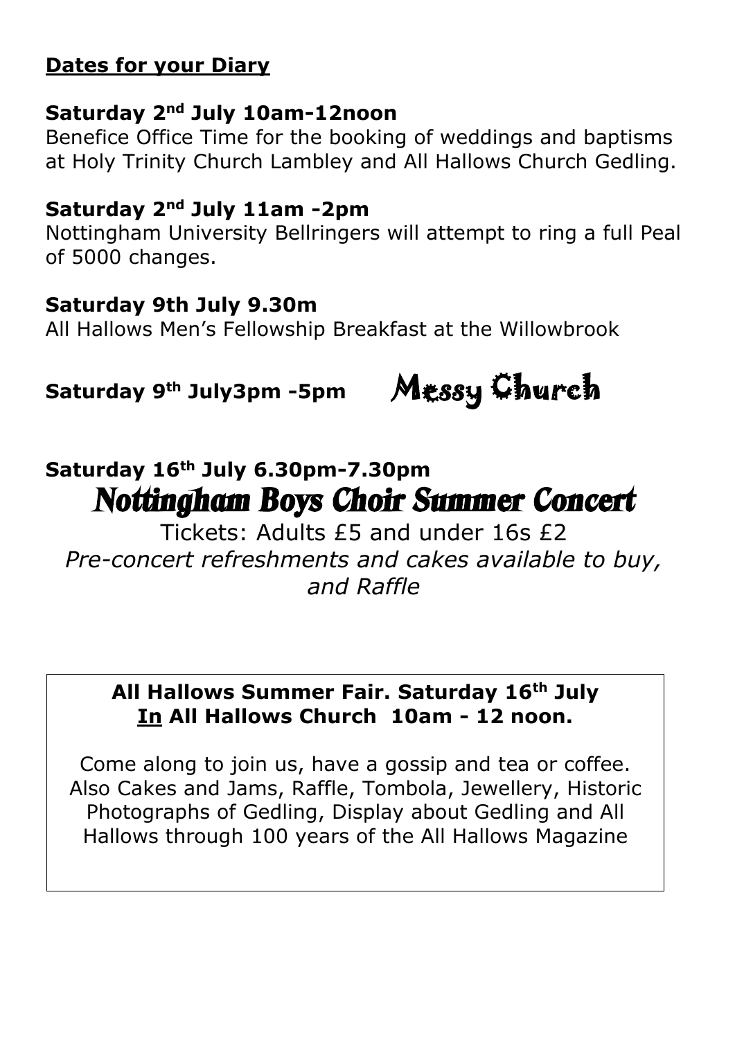## Dates for your Diary

**Saturday 2nd July 10am-12noon**

Benefice Office Time for the booking of weddings and baptisms at Holy Trinity Church Lambley and All Hallows Church Gedling.

**Saturday 2nd July 11am -2pm**

Nottingham University Bellringers will attempt to ring a full Peal of 5000 changes.

**Saturday 9th July 9.30m**

All Hallows Men's Fellowship Breakfast at the Willowbrook

**Saturday 9th July3pm -5pm** Messy Church

**Saturday 16th July 6.30pm-7.30pm**

***Nottingham Boys Choir Summer Concert***

Tickets: Adults £5 and under 16s £2

*Pre-concert refreshments and cakes available to buy, and Raffle*

**All Hallows Summer Fair. Saturday 16th July**
**In All Hallows Church 10am - 12 noon.**

Come along to join us, have a gossip and tea or coffee. Also Cakes and Jams, Raffle, Tombola, Jewellery, Historic Photographs of Gedling, Display about Gedling and All Hallows through 100 years of the All Hallows Magazine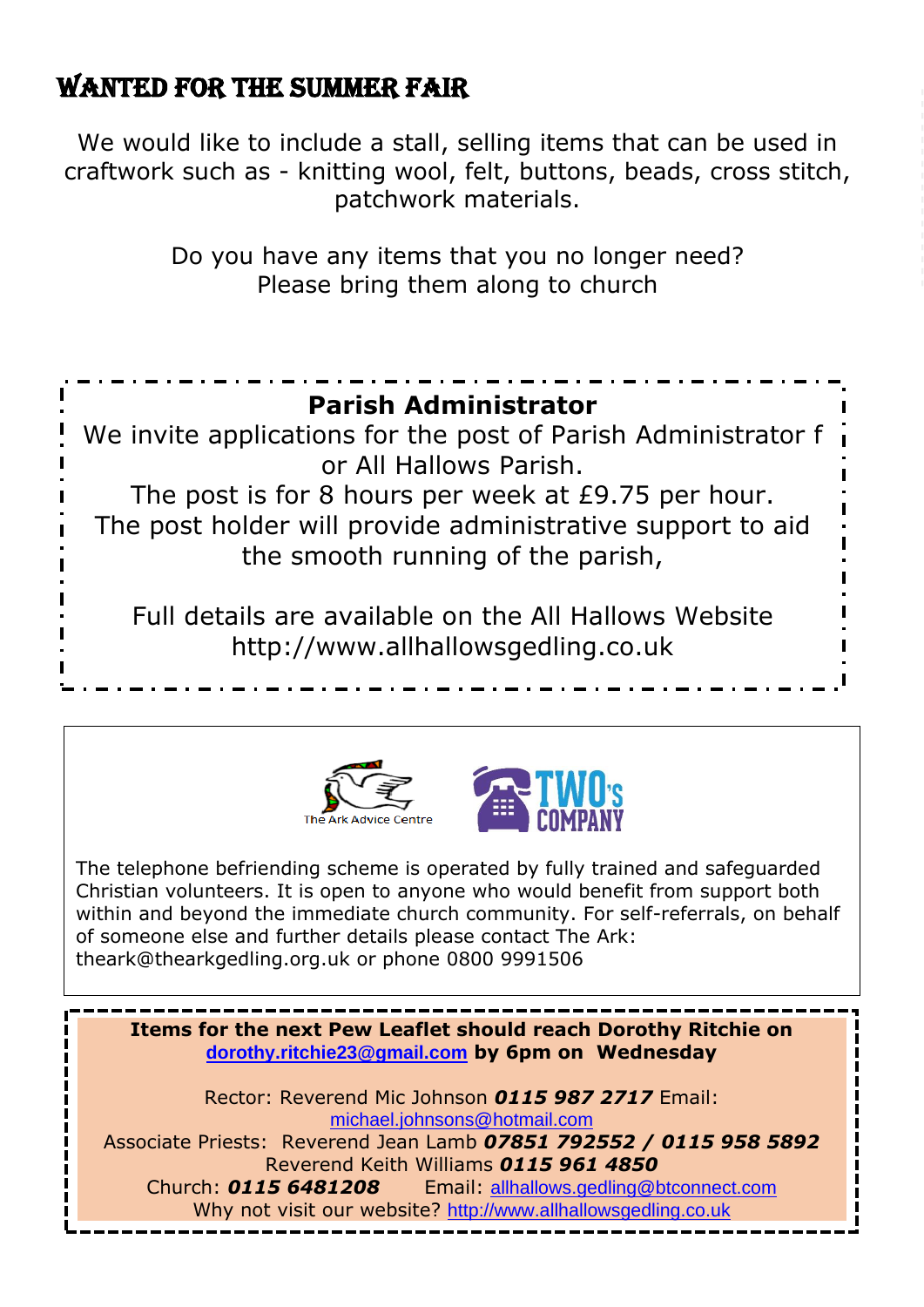## WANTED FOR THE SUMMER FAIR

We would like to include a stall, selling items that can be used in craftwork such as - knitting wool, felt, buttons, beads, cross stitch, patchwork materials.

Do you have any items that you no longer need?
Please bring them along to church

**Parish Administrator**

We invite applications for the post of Parish Administrator for All Hallows Parish.
The post is for 8 hours per week at £9.75 per hour.
The post holder will provide administrative support to aid the smooth running of the parish,

Full details are available on the All Hallows Website
http://www.allhallowsgedling.co.uk

The Ark Advice Centre

TWO's COMPANY

The telephone befriending scheme is operated by fully trained and safeguarded Christian volunteers. It is open to anyone who would benefit from support both within and beyond the immediate church community. For self-referrals, on behalf of someone else and further details please contact The Ark: theark@thearkgedling.org.uk or phone 0800 9991506

**Items for the next Pew Leaflet should reach Dorothy Ritchie on dorothy.ritchie23@gmail.com by 6pm on Wednesday**

Rector: Reverend Mic Johnson ***0115 987 2717*** Email: michael.johnsons@hotmail.com
Associate Priests: Reverend Jean Lamb ***07851 792552 / 0115 958 5892***
Reverend Keith Williams ***0115 961 4850***
Church: ***0115 6481208*** Email: allhallows.gedling@btconnect.com
Why not visit our website? http://www.allhallowsgedling.co.uk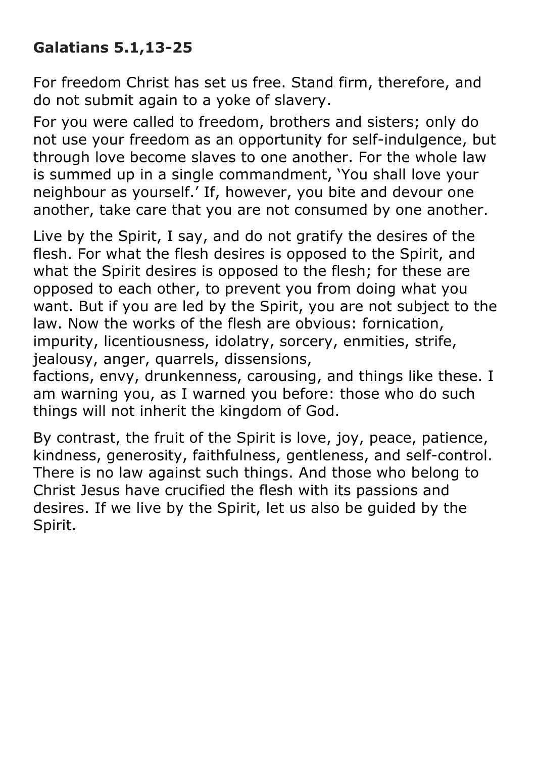**Galatians 5.1,13-25**

For freedom Christ has set us free. Stand firm, therefore, and do not submit again to a yoke of slavery.

For you were called to freedom, brothers and sisters; only do not use your freedom as an opportunity for self-indulgence, but through love become slaves to one another. For the whole law is summed up in a single commandment, 'You shall love your neighbour as yourself.' If, however, you bite and devour one another, take care that you are not consumed by one another.

Live by the Spirit, I say, and do not gratify the desires of the flesh. For what the flesh desires is opposed to the Spirit, and what the Spirit desires is opposed to the flesh; for these are opposed to each other, to prevent you from doing what you want. But if you are led by the Spirit, you are not subject to the law. Now the works of the flesh are obvious: fornication, impurity, licentiousness, idolatry, sorcery, enmities, strife, jealousy, anger, quarrels, dissensions,
factions, envy, drunkenness, carousing, and things like these. I am warning you, as I warned you before: those who do such things will not inherit the kingdom of God.

By contrast, the fruit of the Spirit is love, joy, peace, patience, kindness, generosity, faithfulness, gentleness, and self-control. There is no law against such things. And those who belong to Christ Jesus have crucified the flesh with its passions and desires. If we live by the Spirit, let us also be guided by the Spirit.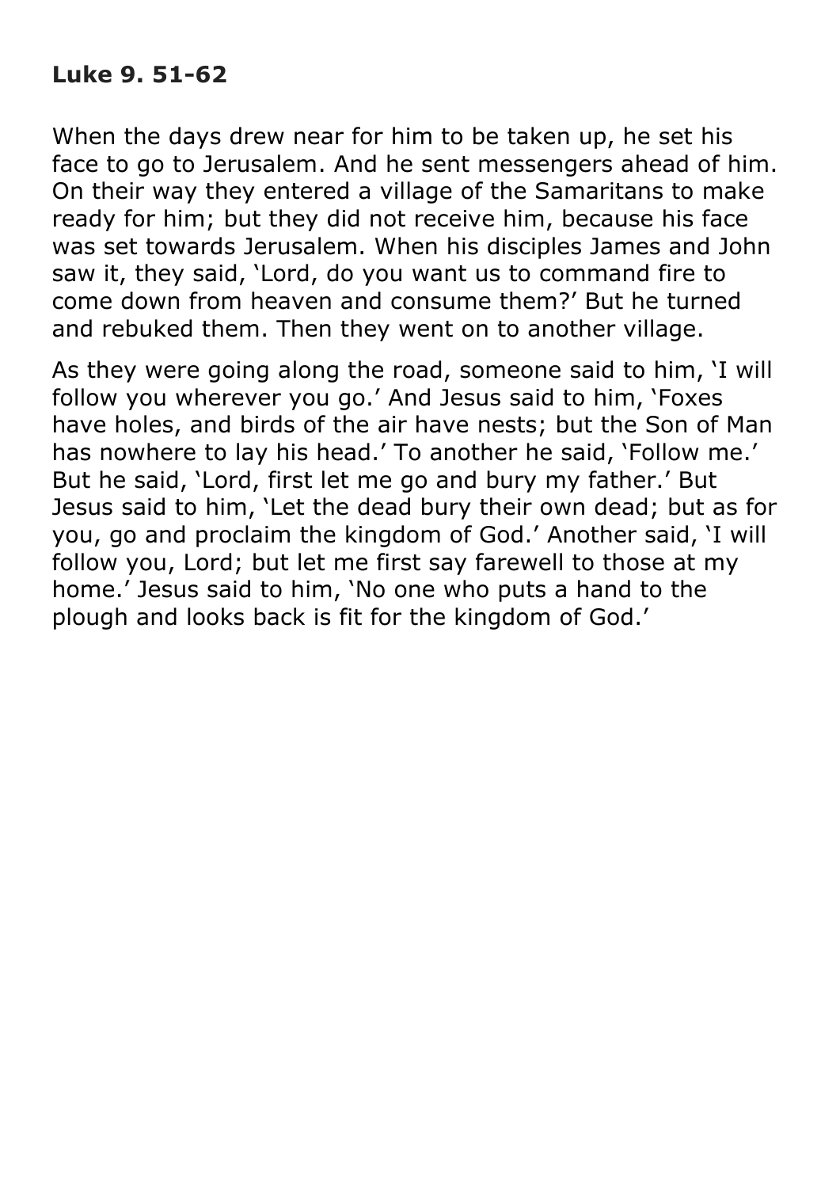**Luke 9. 51-62**

When the days drew near for him to be taken up, he set his face to go to Jerusalem. And he sent messengers ahead of him. On their way they entered a village of the Samaritans to make ready for him; but they did not receive him, because his face was set towards Jerusalem. When his disciples James and John saw it, they said, 'Lord, do you want us to command fire to come down from heaven and consume them?' But he turned and rebuked them. Then they went on to another village.

As they were going along the road, someone said to him, 'I will follow you wherever you go.' And Jesus said to him, 'Foxes have holes, and birds of the air have nests; but the Son of Man has nowhere to lay his head.' To another he said, 'Follow me.' But he said, 'Lord, first let me go and bury my father.' But Jesus said to him, 'Let the dead bury their own dead; but as for you, go and proclaim the kingdom of God.' Another said, 'I will follow you, Lord; but let me first say farewell to those at my home.' Jesus said to him, 'No one who puts a hand to the plough and looks back is fit for the kingdom of God.'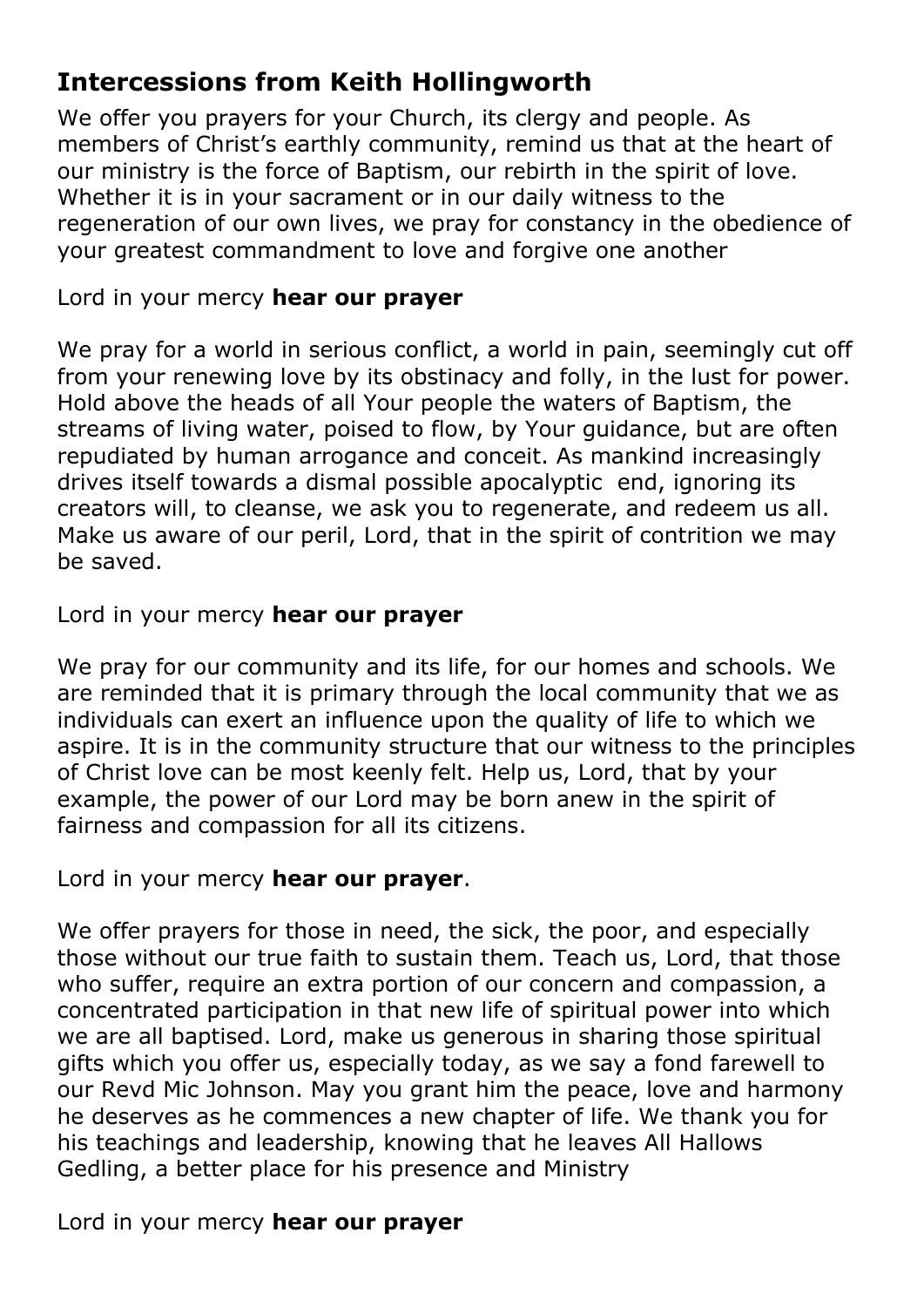## Intercessions from Keith Hollingworth

We offer you prayers for your Church, its clergy and people. As members of Christ's earthly community, remind us that at the heart of our ministry is the force of Baptism, our rebirth in the spirit of love. Whether it is in your sacrament or in our daily witness to the regeneration of our own lives, we pray for constancy in the obedience of your greatest commandment to love and forgive one another

Lord in your mercy **hear our prayer**

We pray for a world in serious conflict, a world in pain, seemingly cut off from your renewing love by its obstinacy and folly, in the lust for power. Hold above the heads of all Your people the waters of Baptism, the streams of living water, poised to flow, by Your guidance, but are often repudiated by human arrogance and conceit. As mankind increasingly drives itself towards a dismal possible apocalyptic end, ignoring its creators will, to cleanse, we ask you to regenerate, and redeem us all. Make us aware of our peril, Lord, that in the spirit of contrition we may be saved.

Lord in your mercy **hear our prayer**

We pray for our community and its life, for our homes and schools. We are reminded that it is primary through the local community that we as individuals can exert an influence upon the quality of life to which we aspire. It is in the community structure that our witness to the principles of Christ love can be most keenly felt. Help us, Lord, that by your example, the power of our Lord may be born anew in the spirit of fairness and compassion for all its citizens.

Lord in your mercy **hear our prayer**.

We offer prayers for those in need, the sick, the poor, and especially those without our true faith to sustain them. Teach us, Lord, that those who suffer, require an extra portion of our concern and compassion, a concentrated participation in that new life of spiritual power into which we are all baptised. Lord, make us generous in sharing those spiritual gifts which you offer us, especially today, as we say a fond farewell to our Revd Mic Johnson. May you grant him the peace, love and harmony he deserves as he commences a new chapter of life. We thank you for his teachings and leadership, knowing that he leaves All Hallows Gedling, a better place for his presence and Ministry

Lord in your mercy **hear our prayer**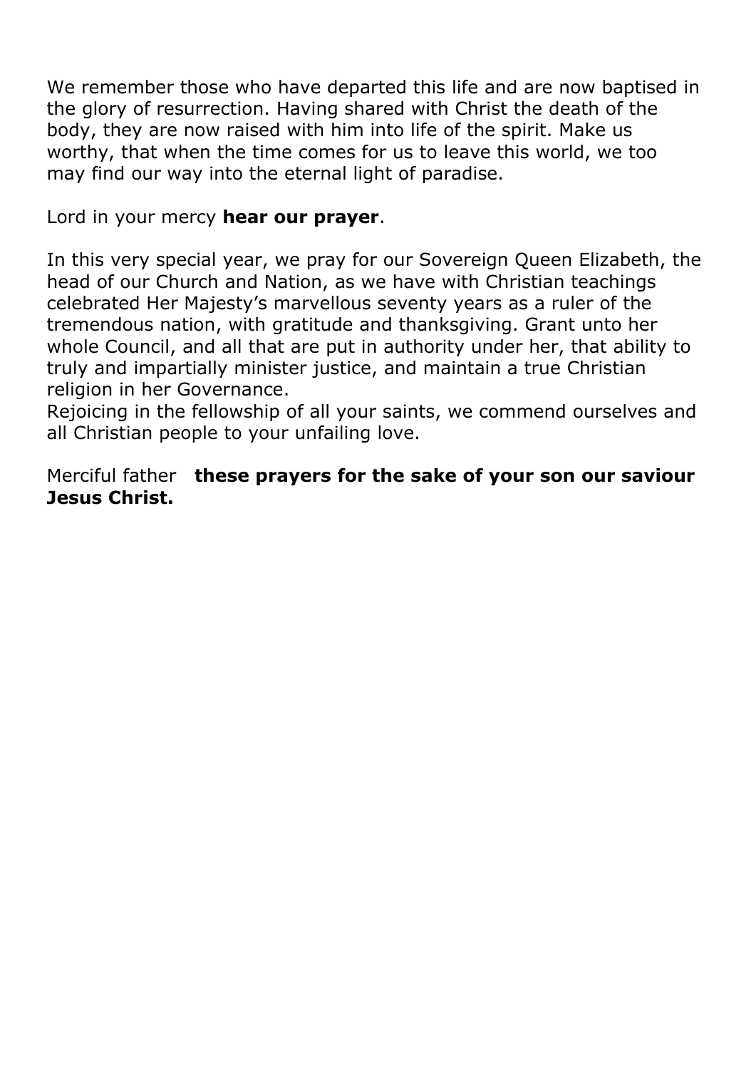We remember those who have departed this life and are now baptised in the glory of resurrection. Having shared with Christ the death of the body, they are now raised with him into life of the spirit. Make us worthy, that when the time comes for us to leave this world, we too may find our way into the eternal light of paradise.

Lord in your mercy **hear our prayer**.

In this very special year, we pray for our Sovereign Queen Elizabeth, the head of our Church and Nation, as we have with Christian teachings celebrated Her Majesty's marvellous seventy years as a ruler of the tremendous nation, with gratitude and thanksgiving. Grant unto her whole Council, and all that are put in authority under her, that ability to truly and impartially minister justice, and maintain a true Christian religion in her Governance.
Rejoicing in the fellowship of all your saints, we commend ourselves and all Christian people to your unfailing love.

Merciful father **these prayers for the sake of your son our saviour Jesus Christ.**